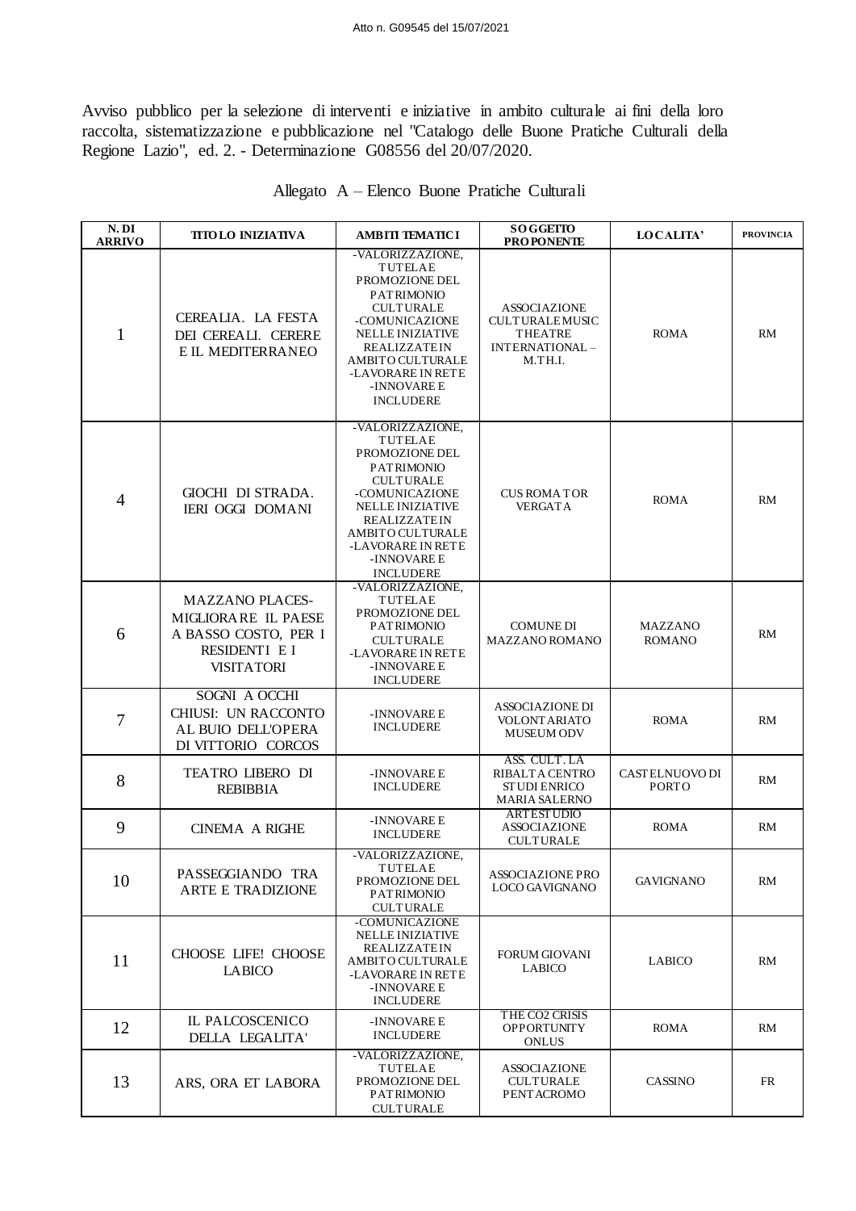Atto n. G09545 del 15/07/2021

Avviso pubblico per la selezione di interventi e iniziative in ambito culturale ai fini della loro raccolta, sistematizzazione e pubblicazione nel "Catalogo delle Buone Pratiche Culturali della Regione Lazio", ed. 2. - Determinazione G08556 del 20/07/2020.

## Allegato A – Elenco Buone Pratiche Culturali

| N. DI ARRIVO | TITOLO INIZIATIVA | AMBITI TEMATICI | SOGGETTO PROPONENTE | LOCALITA' | PROVINCIA |
|---|---|---|---|---|---|
| 1 | CEREALIA. LA FESTA DEI CEREALI. CERERE E IL MEDITERRANEO | -VALORIZZAZIONE, TUTELA E PROMOZIONE DEL PATRIMONIO CULTURALE -COMUNICAZIONE NELLE INIZIATIVE REALIZZATE IN AMBITO CULTURALE -LAVORARE IN RETE -INNOVARE E INCLUDERE | ASSOCIAZIONE CULTURALE MUSIC THEATRE INTERNATIONAL – M.TH.I. | ROMA | RM |
| 4 | GIOCHI DI STRADA. IERI OGGI DOMANI | -VALORIZZAZIONE, TUTELA E PROMOZIONE DEL PATRIMONIO CULTURALE -COMUNICAZIONE NELLE INIZIATIVE REALIZZATE IN AMBITO CULTURALE -LAVORARE IN RETE -INNOVARE E INCLUDERE | CUS ROMA TOR VERGATA | ROMA | RM |
| 6 | MAZZANO PLACES- MIGLIORARE IL PAESE A BASSO COSTO, PER I RESIDENTI E I VISITATORI | -VALORIZZAZIONE, TUTELA E PROMOZIONE DEL PATRIMONIO CULTURALE -LAVORARE IN RETE -INNOVARE E INCLUDERE | COMUNE DI MAZZANO ROMANO | MAZZANO ROMANO | RM |
| 7 | SOGNI A OCCHI CHIUSI: UN RACCONTO AL BUIO DELL'OPERA DI VITTORIO CORCOS | -INNOVARE E INCLUDERE | ASSOCIAZIONE DI VOLONTARIATO MUSEUM ODV | ROMA | RM |
| 8 | TEATRO LIBERO DI REBIBBIA | -INNOVARE E INCLUDERE | ASS. CULT. LA RIBALTA CENTRO STUDI ENRICO MARIA SALERNO | CASTELNUOVO DI PORTO | RM |
| 9 | CINEMA A RIGHE | -INNOVARE E INCLUDERE | ARTESTUDIO ASSOCIAZIONE CULTURALE | ROMA | RM |
| 10 | PASSEGGIANDO TRA ARTE E TRADIZIONE | -VALORIZZAZIONE, TUTELA E PROMOZIONE DEL PATRIMONIO CULTURALE | ASSOCIAZIONE PRO LOCO GAVIGNANO | GAVIGNANO | RM |
| 11 | CHOOSE LIFE! CHOOSE LABICO | -COMUNICAZIONE NELLE INIZIATIVE REALIZZATE IN AMBITO CULTURALE -LAVORARE IN RETE -INNOVARE E INCLUDERE | FORUM GIOVANI LABICO | LABICO | RM |
| 12 | IL PALCOSCENICO DELLA LEGALITA' | -INNOVARE E INCLUDERE | THE CO2 CRISIS OPPORTUNITY ONLUS | ROMA | RM |
| 13 | ARS, ORA ET LABORA | -VALORIZZAZIONE, TUTELA E PROMOZIONE DEL PATRIMONIO CULTURALE | ASSOCIAZIONE CULTURALE PENTACROMO | CASSINO | FR |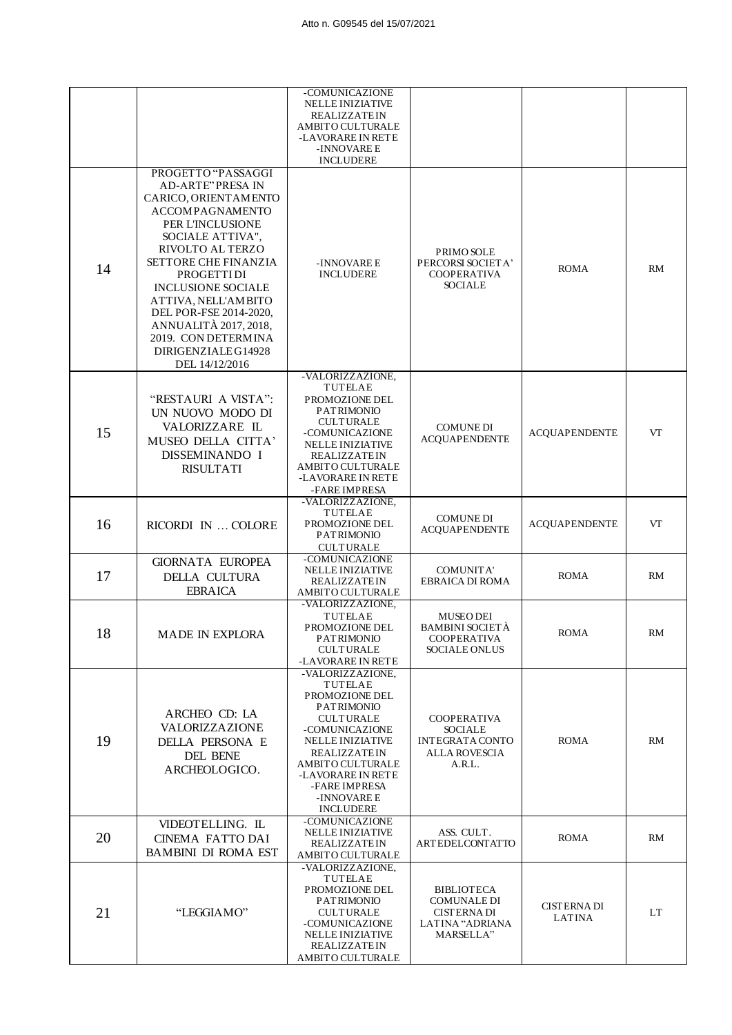| | | -COMUNICAZIONE NELLE INIZIATIVE REALIZZATE IN AMBITO CULTURALE<br>-LAVORARE IN RETE<br>-INNOVARE E INCLUDERE | | | |
|---|---|---|---|---|---|
| 14 | PROGETTO "PASSAGGI AD-ARTE" PRESA IN CARICO, ORIENTAMENTO ACCOMPAGNAMENTO PER L'INCLUSIONE SOCIALE ATTIVA", RIVOLTO AL TERZO SETTORE CHE FINANZIA PROGETTI DI INCLUSIONE SOCIALE ATTIVA, NELL'AMBITO DEL POR-FSE 2014-2020, ANNUALITÀ 2017, 2018, 2019. CON DETERMINA DIRIGENZIALE G14928 DEL 14/12/2016 | -INNOVARE E INCLUDERE | PRIMO SOLE PERCORSI SOCIETA' COOPERATIVA SOCIALE | ROMA | RM |
| 15 | "RESTAURI A VISTA": UN NUOVO MODO DI VALORIZZARE IL MUSEO DELLA CITTA' DISSEMINANDO I RISULTATI | -VALORIZZAZIONE, TUTELA E PROMOZIONE DEL PATRIMONIO CULTURALE<br>-COMUNICAZIONE NELLE INIZIATIVE REALIZZATE IN AMBITO CULTURALE<br>-LAVORARE IN RETE<br>-FARE IMPRESA | COMUNE DI ACQUAPENDENTE | ACQUAPENDENTE | VT |
| 16 | RICORDI IN … COLORE | -VALORIZZAZIONE, TUTELA E PROMOZIONE DEL PATRIMONIO CULTURALE | COMUNE DI ACQUAPENDENTE | ACQUAPENDENTE | VT |
| 17 | GIORNATA EUROPEA DELLA CULTURA EBRAICA | -COMUNICAZIONE NELLE INIZIATIVE REALIZZATE IN AMBITO CULTURALE | COMUNITA' EBRAICA DI ROMA | ROMA | RM |
| 18 | MADE IN EXPLORA | -VALORIZZAZIONE, TUTELA E PROMOZIONE DEL PATRIMONIO CULTURALE<br>-LAVORARE IN RETE | MUSEO DEI BAMBINI SOCIETÀ COOPERATIVA SOCIALE ONLUS | ROMA | RM |
| 19 | ARCHEO CD: LA VALORIZZAZIONE DELLA PERSONA E DEL BENE ARCHEOLOGICO. | -VALORIZZAZIONE, TUTELA E PROMOZIONE DEL PATRIMONIO CULTURALE<br>-COMUNICAZIONE NELLE INIZIATIVE REALIZZATE IN AMBITO CULTURALE<br>-LAVORARE IN RETE<br>-FARE IMPRESA<br>-INNOVARE E INCLUDERE | COOPERATIVA SOCIALE INTEGRATA CONTO ALLA ROVESCIA A.R.L. | ROMA | RM |
| 20 | VIDEOTELLING. IL CINEMA FATTO DAI BAMBINI DI ROMA EST | -COMUNICAZIONE NELLE INIZIATIVE REALIZZATE IN AMBITO CULTURALE | ASS. CULT. ARTEDELCONTATTO | ROMA | RM |
| 21 | "LEGGIAMO" | -VALORIZZAZIONE, TUTELA E PROMOZIONE DEL PATRIMONIO CULTURALE<br>-COMUNICAZIONE NELLE INIZIATIVE REALIZZATE IN AMBITO CULTURALE | BIBLIOTECA COMUNALE DI CISTERNA DI LATINA "ADRIANA MARSELLA" | CISTERNA DI LATINA | LT |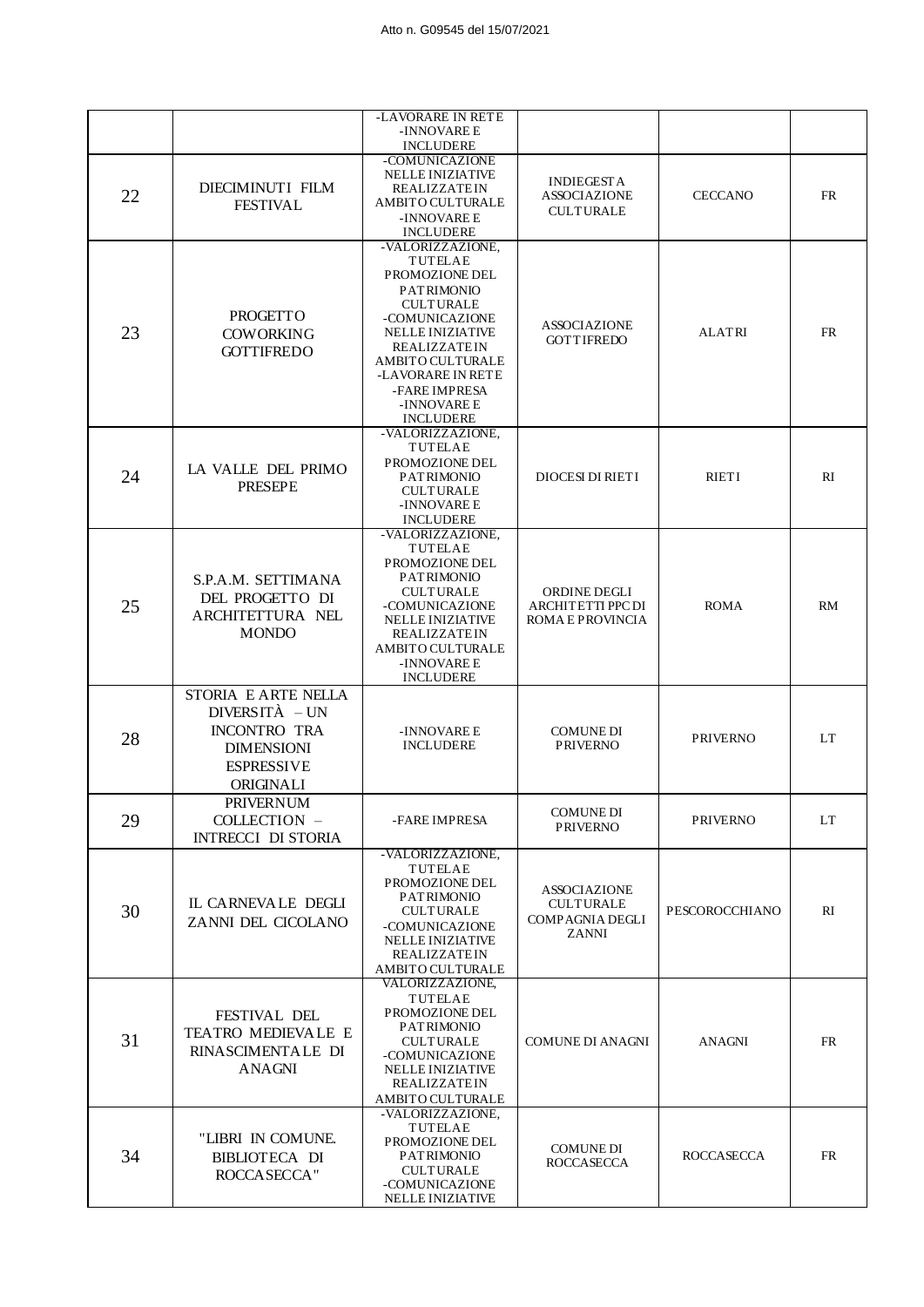| | | | | | |
|---|---|---|---|---|---|
| | | -LAVORARE IN RETE<br>-INNOVARE E INCLUDERE | | | |
| 22 | DIECIMINUTI FILM FESTIVAL | -COMUNICAZIONE NELLE INIZIATIVE REALIZZATE IN AMBITO CULTURALE<br>-INNOVARE E INCLUDERE | INDIEGESTA ASSOCIAZIONE CULTURALE | CECCANO | FR |
| 23 | PROGETTO COWORKING GOTTIFREDO | -VALORIZZAZIONE, TUTELA E PROMOZIONE DEL PATRIMONIO CULTURALE<br>-COMUNICAZIONE NELLE INIZIATIVE REALIZZATE IN AMBITO CULTURALE<br>-LAVORARE IN RETE<br>-FARE IMPRESA<br>-INNOVARE E INCLUDERE | ASSOCIAZIONE GOTTIFREDO | ALATRI | FR |
| 24 | LA VALLE DEL PRIMO PRESEPE | -VALORIZZAZIONE, TUTELA E PROMOZIONE DEL PATRIMONIO CULTURALE<br>-INNOVARE E INCLUDERE | DIOCESI DI RIETI | RIETI | RI |
| 25 | S.P.A.M. SETTIMANA DEL PROGETTO DI ARCHITETTURA NEL MONDO | -VALORIZZAZIONE, TUTELA E PROMOZIONE DEL PATRIMONIO CULTURALE<br>-COMUNICAZIONE NELLE INIZIATIVE REALIZZATE IN AMBITO CULTURALE<br>-INNOVARE E INCLUDERE | ORDINE DEGLI ARCHITETTI PPC DI ROMA E PROVINCIA | ROMA | RM |
| 28 | STORIA E ARTE NELLA DIVERSITÀ – UN INCONTRO TRA DIMENSIONI ESPRESSIVE ORIGINALI | -INNOVARE E INCLUDERE | COMUNE DI PRIVERNO | PRIVERNO | LT |
| 29 | PRIVERNUM COLLECTION – INTRECCI DI STORIA | -FARE IMPRESA | COMUNE DI PRIVERNO | PRIVERNO | LT |
| 30 | IL CARNEVALE DEGLI ZANNI DEL CICOLANO | -VALORIZZAZIONE, TUTELA E PROMOZIONE DEL PATRIMONIO CULTURALE<br>-COMUNICAZIONE NELLE INIZIATIVE REALIZZATE IN AMBITO CULTURALE | ASSOCIAZIONE CULTURALE COMPAGNIA DEGLI ZANNI | PESCOROCCHIANO | RI |
| 31 | FESTIVAL DEL TEATRO MEDIEVALE E RINASCIMENTALE DI ANAGNI | VALORIZZAZIONE, TUTELA E PROMOZIONE DEL PATRIMONIO CULTURALE<br>-COMUNICAZIONE NELLE INIZIATIVE REALIZZATE IN AMBITO CULTURALE | COMUNE DI ANAGNI | ANAGNI | FR |
| 34 | "LIBRI IN COMUNE. BIBLIOTECA DI ROCCASECCA" | -VALORIZZAZIONE, TUTELA E PROMOZIONE DEL PATRIMONIO CULTURALE<br>-COMUNICAZIONE NELLE INIZIATIVE | COMUNE DI ROCCASECCA | ROCCASECCA | FR |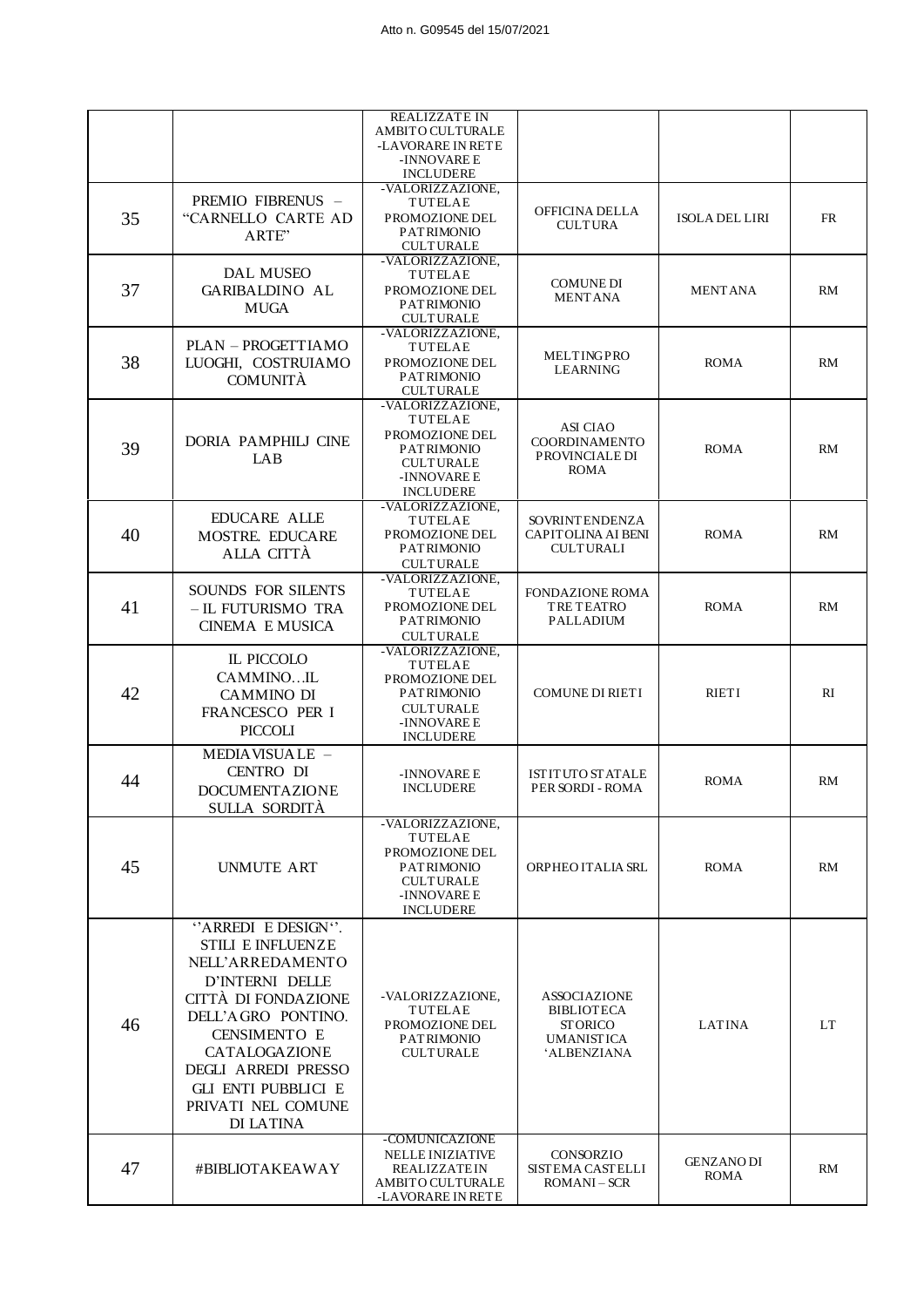|  |  | REALIZZATE IN AMBITO CULTURALE -LAVORARE IN RETE -INNOVARE E INCLUDERE |  |  |  |
|---|---|---|---|---|---|
| 35 | PREMIO FIBRENUS – "CARNELLO CARTE AD ARTE" | -VALORIZZAZIONE, TUTELA E PROMOZIONE DEL PATRIMONIO CULTURALE | OFFICINA DELLA CULTURA | ISOLA DEL LIRI | FR |
| 37 | DAL MUSEO GARIBALDINO AL MUGA | -VALORIZZAZIONE, TUTELA E PROMOZIONE DEL PATRIMONIO CULTURALE | COMUNE DI MENTANA | MENTANA | RM |
| 38 | PLAN – PROGETTIAMO LUOGHI, COSTRUIAMO COMUNITÀ | -VALORIZZAZIONE, TUTELA E PROMOZIONE DEL PATRIMONIO CULTURALE | MELTINGPRO LEARNING | ROMA | RM |
| 39 | DORIA PAMPHILJ CINE LAB | -VALORIZZAZIONE, TUTELA E PROMOZIONE DEL PATRIMONIO CULTURALE -INNOVARE E INCLUDERE | ASI CIAO COORDINAMENTO PROVINCIALE DI ROMA | ROMA | RM |
| 40 | EDUCARE ALLE MOSTRE. EDUCARE ALLA CITTÀ | -VALORIZZAZIONE, TUTELA E PROMOZIONE DEL PATRIMONIO CULTURALE | SOVRINTENDENZA CAPITOLINA AI BENI CULTURALI | ROMA | RM |
| 41 | SOUNDS FOR SILENTS – IL FUTURISMO TRA CINEMA E MUSICA | -VALORIZZAZIONE, TUTELA E PROMOZIONE DEL PATRIMONIO CULTURALE | FONDAZIONE ROMA TRE TEATRO PALLADIUM | ROMA | RM |
| 42 | IL PICCOLO CAMMINO…IL CAMMINO DI FRANCESCO PER I PICCOLI | -VALORIZZAZIONE, TUTELA E PROMOZIONE DEL PATRIMONIO CULTURALE -INNOVARE E INCLUDERE | COMUNE DI RIETI | RIETI | RI |
| 44 | MEDIAVISUALE – CENTRO DI DOCUMENTAZIONE SULLA SORDITÀ | -INNOVARE E INCLUDERE | ISTITUTO STATALE PER SORDI - ROMA | ROMA | RM |
| 45 | UNMUTE ART | -VALORIZZAZIONE, TUTELA E PROMOZIONE DEL PATRIMONIO CULTURALE -INNOVARE E INCLUDERE | ORPHEO ITALIA SRL | ROMA | RM |
| 46 | ''ARREDI E DESIGN''. STILI E INFLUENZE NELL'ARREDAMENTO D'INTERNI DELLE CITTÀ DI FONDAZIONE DELL'AGRO PONTINO. CENSIMENTO E CATALOGAZIONE DEGLI ARREDI PRESSO GLI ENTI PUBBLICI E PRIVATI NEL COMUNE DI LATINA | -VALORIZZAZIONE, TUTELA E PROMOZIONE DEL PATRIMONIO CULTURALE | ASSOCIAZIONE BIBLIOTECA STORICO UMANISTICA 'ALBENZIANA | LATINA | LT |
| 47 | #BIBLIOTAKEAWAY | -COMUNICAZIONE NELLE INIZIATIVE REALIZZATE IN AMBITO CULTURALE -LAVORARE IN RETE | CONSORZIO SISTEMA CASTELLI ROMANI – SCR | GENZANO DI ROMA | RM |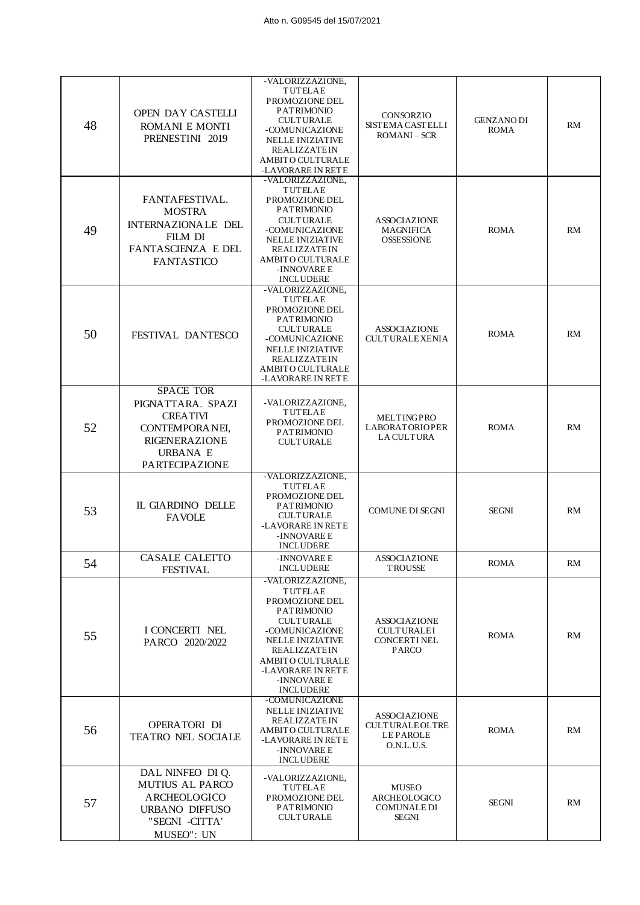| | | | | | |
|---|---|---|---|---|---|
| 48 | OPEN DAY CASTELLI ROMANI E MONTI PRENESTINI 2019 | -VALORIZZAZIONE, TUTELA E PROMOZIONE DEL PATRIMONIO CULTURALE -COMUNICAZIONE NELLE INIZIATIVE REALIZZATE IN AMBITO CULTURALE -LAVORARE IN RETE | CONSORZIO SISTEMA CASTELLI ROMANI – SCR | GENZANO DI ROMA | RM |
| 49 | FANTAFESTIVAL. MOSTRA INTERNAZIONALE DEL FILM DI FANTASCIENZA E DEL FANTASTICO | -VALORIZZAZIONE, TUTELA E PROMOZIONE DEL PATRIMONIO CULTURALE -COMUNICAZIONE NELLE INIZIATIVE REALIZZATE IN AMBITO CULTURALE -INNOVARE E INCLUDERE | ASSOCIAZIONE MAGNIFICA OSSESSIONE | ROMA | RM |
| 50 | FESTIVAL DANTESCO | -VALORIZZAZIONE, TUTELA E PROMOZIONE DEL PATRIMONIO CULTURALE -COMUNICAZIONE NELLE INIZIATIVE REALIZZATE IN AMBITO CULTURALE -LAVORARE IN RETE | ASSOCIAZIONE CULTURALE XENIA | ROMA | RM |
| 52 | SPACE TOR PIGNATTARA. SPAZI CREATIVI CONTEMPORANEI, RIGENERAZIONE URBANA E PARTECIPAZIONE | -VALORIZZAZIONE, TUTELA E PROMOZIONE DEL PATRIMONIO CULTURALE | MELTINGPRO LABORATORIO PER LA CULTURA | ROMA | RM |
| 53 | IL GIARDINO DELLE FAVOLE | -VALORIZZAZIONE, TUTELA E PROMOZIONE DEL PATRIMONIO CULTURALE -LAVORARE IN RETE -INNOVARE E INCLUDERE | COMUNE DI SEGNI | SEGNI | RM |
| 54 | CASALE CALETTO FESTIVAL | -INNOVARE E INCLUDERE | ASSOCIAZIONE TROUSSE | ROMA | RM |
| 55 | I CONCERTI NEL PARCO 2020/2022 | -VALORIZZAZIONE, TUTELA E PROMOZIONE DEL PATRIMONIO CULTURALE -COMUNICAZIONE NELLE INIZIATIVE REALIZZATE IN AMBITO CULTURALE -LAVORARE IN RETE -INNOVARE E INCLUDERE | ASSOCIAZIONE CULTURALE I CONCERTI NEL PARCO | ROMA | RM |
| 56 | OPERATORI DI TEATRO NEL SOCIALE | -COMUNICAZIONE NELLE INIZIATIVE REALIZZATE IN AMBITO CULTURALE -LAVORARE IN RETE -INNOVARE E INCLUDERE | ASSOCIAZIONE CULTURALE OLTRE LE PAROLE O.N.L.U.S. | ROMA | RM |
| 57 | DAL NINFEO DI Q. MUTIUS AL PARCO ARCHEOLOGICO URBANO DIFFUSO "SEGNI -CITTA' MUSEO": UN | -VALORIZZAZIONE, TUTELA E PROMOZIONE DEL PATRIMONIO CULTURALE | MUSEO ARCHEOLOGICO COMUNALE DI SEGNI | SEGNI | RM |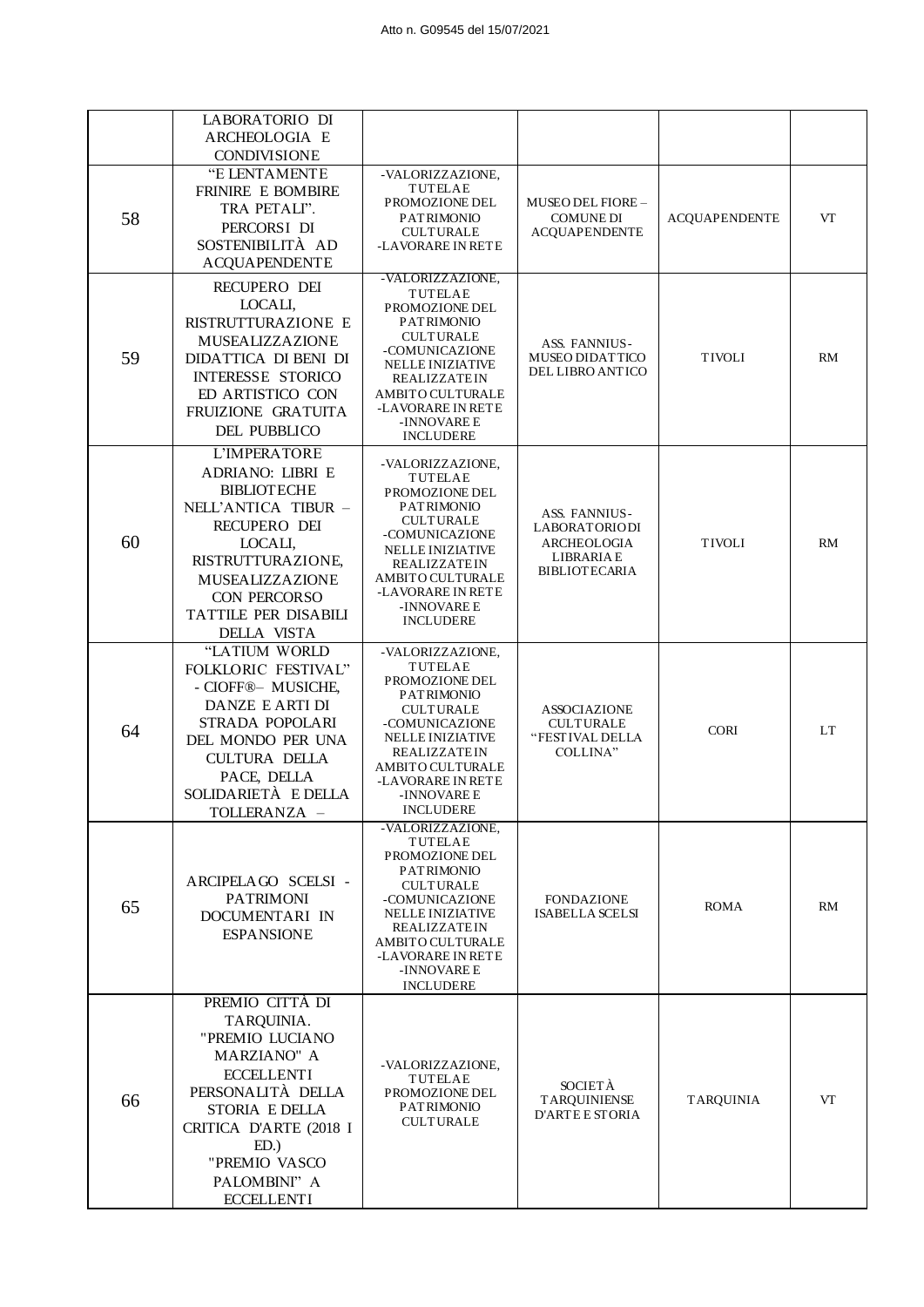Atto n. G09545 del 15/07/2021

| | | | | | |
|---|---|---|---|---|---|
| | LABORATORIO DI ARCHEOLOGIA E CONDIVISIONE | | | | |
| 58 | "E LENTAMENTE FRINIRE E BOMBIRE TRA PETALI". PERCORSI DI SOSTENIBILITÀ AD ACQUAPENDENTE | -VALORIZZAZIONE, TUTELA E PROMOZIONE DEL PATRIMONIO CULTURALE -LAVORARE IN RETE | MUSEO DEL FIORE – COMUNE DI ACQUAPENDENTE | ACQUAPENDENTE | VT |
| 59 | RECUPERO DEI LOCALI, RISTRUTTURAZIONE E MUSEALIZZAZIONE DIDATTICA DI BENI DI INTERESSE STORICO ED ARTISTICO CON FRUIZIONE GRATUITA DEL PUBBLICO | -VALORIZZAZIONE, TUTELA E PROMOZIONE DEL PATRIMONIO CULTURALE -COMUNICAZIONE NELLE INIZIATIVE REALIZZATE IN AMBITO CULTURALE -LAVORARE IN RETE -INNOVARE E INCLUDERE | ASS. FANNIUS- MUSEO DIDATTICO DEL LIBRO ANTICO | TIVOLI | RM |
| 60 | L'IMPERATORE ADRIANO: LIBRI E BIBLIOTECHE NELL'ANTICA TIBUR – RECUPERO DEI LOCALI, RISTRUTTURAZIONE, MUSEALIZZAZIONE CON PERCORSO TATTILE PER DISABILI DELLA VISTA | -VALORIZZAZIONE, TUTELA E PROMOZIONE DEL PATRIMONIO CULTURALE -COMUNICAZIONE NELLE INIZIATIVE REALIZZATE IN AMBITO CULTURALE -LAVORARE IN RETE -INNOVARE E INCLUDERE | ASS. FANNIUS- LABORATORIO DI ARCHEOLOGIA LIBRARIA E BIBLIOTECARIA | TIVOLI | RM |
| 64 | "LATIUM WORLD FOLKLORIC FESTIVAL" - CIOFF®– MUSICHE, DANZE E ARTI DI STRADA POPOLARI DEL MONDO PER UNA CULTURA DELLA PACE, DELLA SOLIDARIETÀ E DELLA TOLLERANZA – | -VALORIZZAZIONE, TUTELA E PROMOZIONE DEL PATRIMONIO CULTURALE -COMUNICAZIONE NELLE INIZIATIVE REALIZZATE IN AMBITO CULTURALE -LAVORARE IN RETE -INNOVARE E INCLUDERE | ASSOCIAZIONE CULTURALE "FESTIVAL DELLA COLLINA" | CORI | LT |
| 65 | ARCIPELAGO SCELSI - PATRIMONI DOCUMENTARI IN ESPANSIONE | -VALORIZZAZIONE, TUTELA E PROMOZIONE DEL PATRIMONIO CULTURALE -COMUNICAZIONE NELLE INIZIATIVE REALIZZATE IN AMBITO CULTURALE -LAVORARE IN RETE -INNOVARE E INCLUDERE | FONDAZIONE ISABELLA SCELSI | ROMA | RM |
| 66 | PREMIO CITTÀ DI TARQUINIA. "PREMIO LUCIANO MARZIANO" A ECCELLENTI PERSONALITÀ DELLA STORIA E DELLA CRITICA D'ARTE (2018 I ED.) "PREMIO VASCO PALOMBINI" A ECCELLENTI | -VALORIZZAZIONE, TUTELA E PROMOZIONE DEL PATRIMONIO CULTURALE | SOCIETÀ TARQUINIENSE D'ARTE E STORIA | TARQUINIA | VT |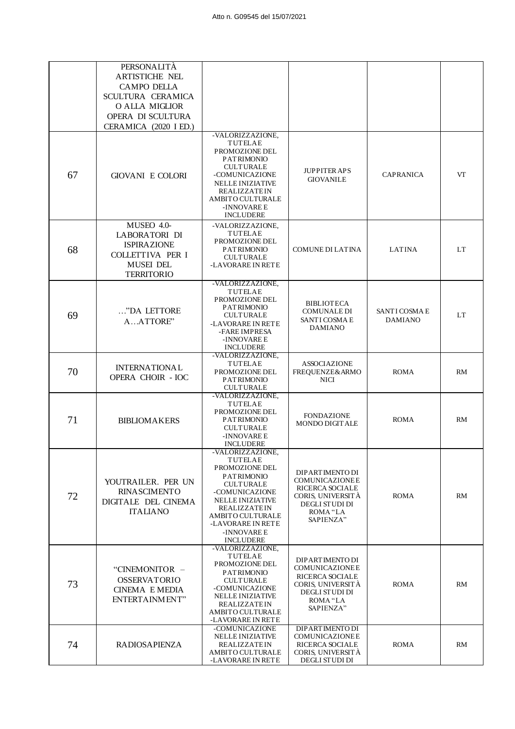|  |  |  |  |  |  |
|---|---|---|---|---|---|
|  | PERSONALITÀ ARTISTICHE NEL CAMPO DELLA SCULTURA CERAMICA O ALLA MIGLIOR OPERA DI SCULTURA CERAMICA (2020 I ED.) |  |  |  |  |
| 67 | GIOVANI E COLORI | -VALORIZZAZIONE, TUTELA E PROMOZIONE DEL PATRIMONIO CULTURALE -COMUNICAZIONE NELLE INIZIATIVE REALIZZATE IN AMBITO CULTURALE -INNOVARE E INCLUDERE | JUPPITER APS GIOVANILE | CAPRANICA | VT |
| 68 | MUSEO 4.0- LABORATORI DI ISPIRAZIONE COLLETTIVA PER I MUSEI DEL TERRITORIO | -VALORIZZAZIONE, TUTELA E PROMOZIONE DEL PATRIMONIO CULTURALE -LAVORARE IN RETE | COMUNE DI LATINA | LATINA | LT |
| 69 | …"DA LETTORE A…ATTORE" | -VALORIZZAZIONE, TUTELA E PROMOZIONE DEL PATRIMONIO CULTURALE -LAVORARE IN RETE -FARE IMPRESA -INNOVARE E INCLUDERE | BIBLIOTECA COMUNALE DI SANTI COSMA E DAMIANO | SANTI COSMA E DAMIANO | LT |
| 70 | INTERNATIONAL OPERA CHOIR - IOC | -VALORIZZAZIONE, TUTELA E PROMOZIONE DEL PATRIMONIO CULTURALE | ASSOCIAZIONE FREQUENZE&ARMONICI | ROMA | RM |
| 71 | BIBLIOMAKERS | -VALORIZZAZIONE, TUTELA E PROMOZIONE DEL PATRIMONIO CULTURALE -INNOVARE E INCLUDERE | FONDAZIONE MONDO DIGITALE | ROMA | RM |
| 72 | YOUTRAILER. PER UN RINASCIMENTO DIGITALE DEL CINEMA ITALIANO | -VALORIZZAZIONE, TUTELA E PROMOZIONE DEL PATRIMONIO CULTURALE -COMUNICAZIONE NELLE INIZIATIVE REALIZZATE IN AMBITO CULTURALE -LAVORARE IN RETE -INNOVARE E INCLUDERE | DIPARTIMENTO DI COMUNICAZIONE E RICERCA SOCIALE CORIS, UNIVERSITÀ DEGLI STUDI DI ROMA "LA SAPIENZA" | ROMA | RM |
| 73 | "CINEMONITOR – OSSERVATORIO CINEMA E MEDIA ENTERTAINMENT" | -VALORIZZAZIONE, TUTELA E PROMOZIONE DEL PATRIMONIO CULTURALE -COMUNICAZIONE NELLE INIZIATIVE REALIZZATE IN AMBITO CULTURALE -LAVORARE IN RETE | DIPARTIMENTO DI COMUNICAZIONE E RICERCA SOCIALE CORIS, UNIVERSITÀ DEGLI STUDI DI ROMA "LA SAPIENZA" | ROMA | RM |
| 74 | RADIOSAPIENZA | -COMUNICAZIONE NELLE INIZIATIVE REALIZZATE IN AMBITO CULTURALE -LAVORARE IN RETE | DIPARTIMENTO DI COMUNICAZIONE E RICERCA SOCIALE CORIS, UNIVERSITÀ DEGLI STUDI DI | ROMA | RM |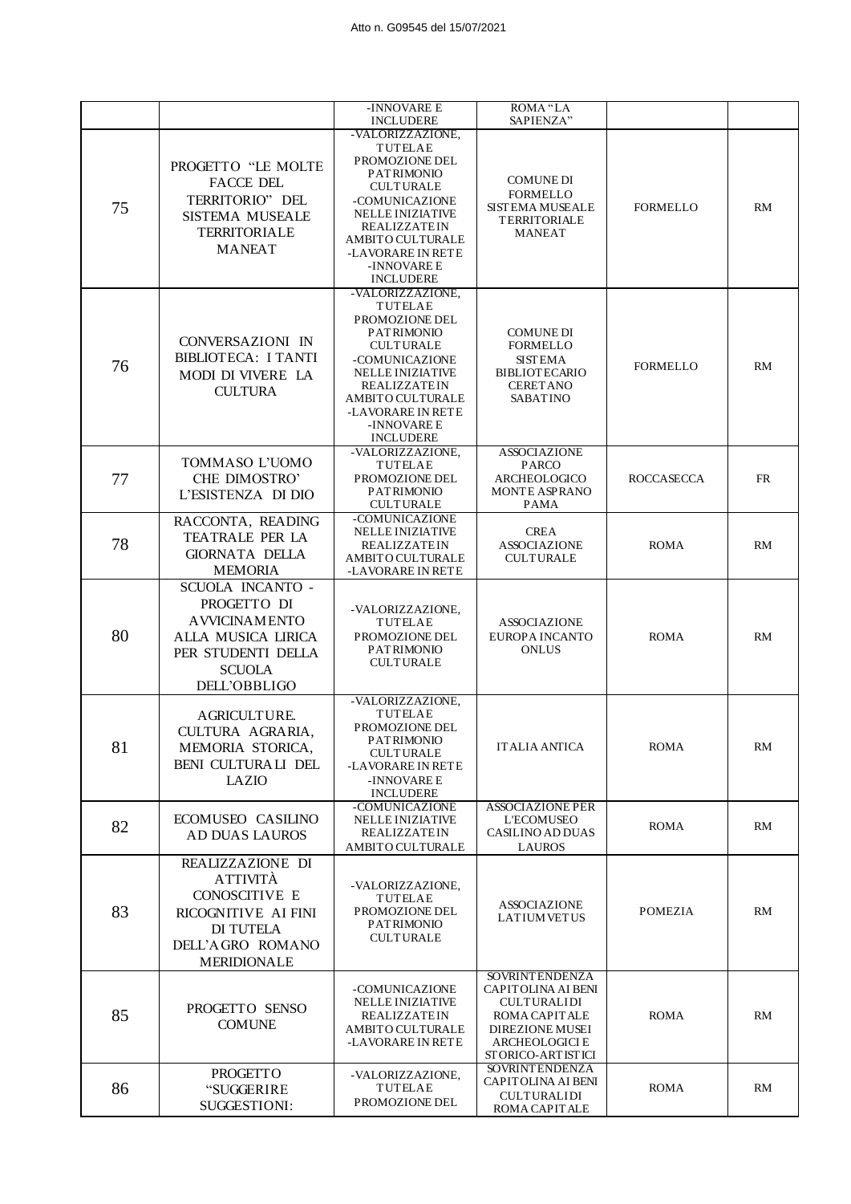| | | | | | |
|---|---|---|---|---|---|
| | | -INNOVARE E INCLUDERE | ROMA "LA SAPIENZA" | | |
| 75 | PROGETTO "LE MOLTE FACCE DEL TERRITORIO" DEL SISTEMA MUSEALE TERRITORIALE MANEAT | -VALORIZZAZIONE, TUTELA E PROMOZIONE DEL PATRIMONIO CULTURALE -COMUNICAZIONE NELLE INIZIATIVE REALIZZATE IN AMBITO CULTURALE -LAVORARE IN RETE -INNOVARE E INCLUDERE | COMUNE DI FORMELLO SISTEMA MUSEALE TERRITORIALE MANEAT | FORMELLO | RM |
| 76 | CONVERSAZIONI IN BIBLIOTECA: I TANTI MODI DI VIVERE LA CULTURA | -VALORIZZAZIONE, TUTELA E PROMOZIONE DEL PATRIMONIO CULTURALE -COMUNICAZIONE NELLE INIZIATIVE REALIZZATE IN AMBITO CULTURALE -LAVORARE IN RETE -INNOVARE E INCLUDERE | COMUNE DI FORMELLO SISTEMA BIBLIOTECARIO CERETANO SABATINO | FORMELLO | RM |
| 77 | TOMMASO L'UOMO CHE DIMOSTRO' L'ESISTENZA DI DIO | -VALORIZZAZIONE, TUTELA E PROMOZIONE DEL PATRIMONIO CULTURALE | ASSOCIAZIONE PARCO ARCHEOLOGICO MONTE ASPRANO PAMA | ROCCASECCA | FR |
| 78 | RACCONTA, READING TEATRALE PER LA GIORNATA DELLA MEMORIA | -COMUNICAZIONE NELLE INIZIATIVE REALIZZATE IN AMBITO CULTURALE -LAVORARE IN RETE | CREA ASSOCIAZIONE CULTURALE | ROMA | RM |
| 80 | SCUOLA INCANTO - PROGETTO DI AVVICINAMENTO ALLA MUSICA LIRICA PER STUDENTI DELLA SCUOLA DELL'OBBLIGO | -VALORIZZAZIONE, TUTELA E PROMOZIONE DEL PATRIMONIO CULTURALE | ASSOCIAZIONE EUROPA INCANTO ONLUS | ROMA | RM |
| 81 | AGRICULTURE. CULTURA AGRARIA, MEMORIA STORICA, BENI CULTURALI DEL LAZIO | -VALORIZZAZIONE, TUTELA E PROMOZIONE DEL PATRIMONIO CULTURALE -LAVORARE IN RETE -INNOVARE E INCLUDERE | ITALIA ANTICA | ROMA | RM |
| 82 | ECOMUSEO CASILINO AD DUAS LAUROS | -COMUNICAZIONE NELLE INIZIATIVE REALIZZATE IN AMBITO CULTURALE | ASSOCIAZIONE PER L'ECOMUSEO CASILINO AD DUAS LAUROS | ROMA | RM |
| 83 | REALIZZAZIONE DI ATTIVITÀ CONOSCITIVE E RICOGNITIVE AI FINI DI TUTELA DELL'AGRO ROMANO MERIDIONALE | -VALORIZZAZIONE, TUTELA E PROMOZIONE DEL PATRIMONIO CULTURALE | ASSOCIAZIONE LATIUM VETUS | POMEZIA | RM |
| 85 | PROGETTO SENSO COMUNE | -COMUNICAZIONE NELLE INIZIATIVE REALIZZATE IN AMBITO CULTURALE -LAVORARE IN RETE | SOVRINTENDENZA CAPITOLINA AI BENI CULTURALI DI ROMA CAPITALE DIREZIONE MUSEI ARCHEOLOGICI E STORICO-ARTISTICI | ROMA | RM |
| 86 | PROGETTO "SUGGERIRE SUGGESTIONI: | -VALORIZZAZIONE, TUTELA E PROMOZIONE DEL | SOVRINTENDENZA CAPITOLINA AI BENI CULTURALI DI ROMA CAPITALE | ROMA | RM |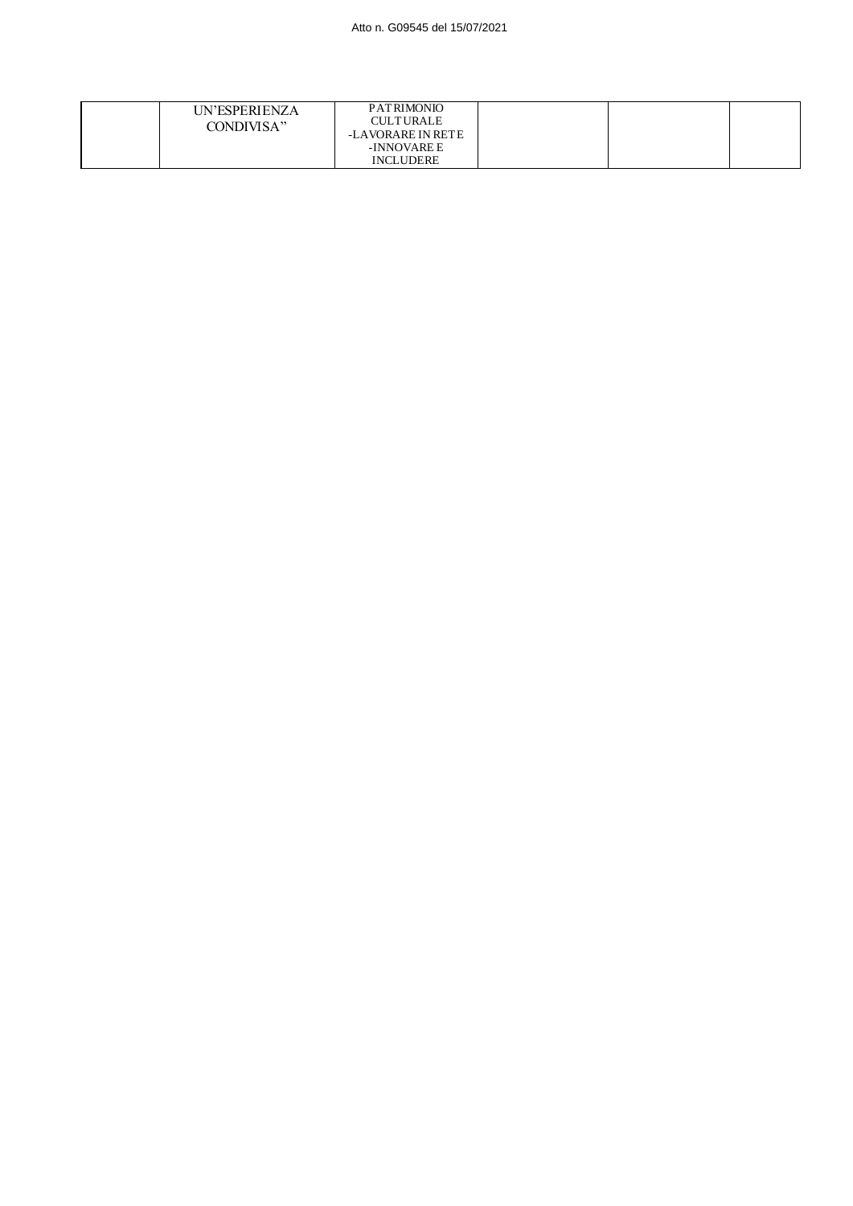| | | | | | |
|---|---|---|---|---|---|
| | UN'ESPERIENZA CONDIVISA" | PATRIMONIO CULTURALE -LAVORARE IN RETE -INNOVARE E INCLUDERE | | | |